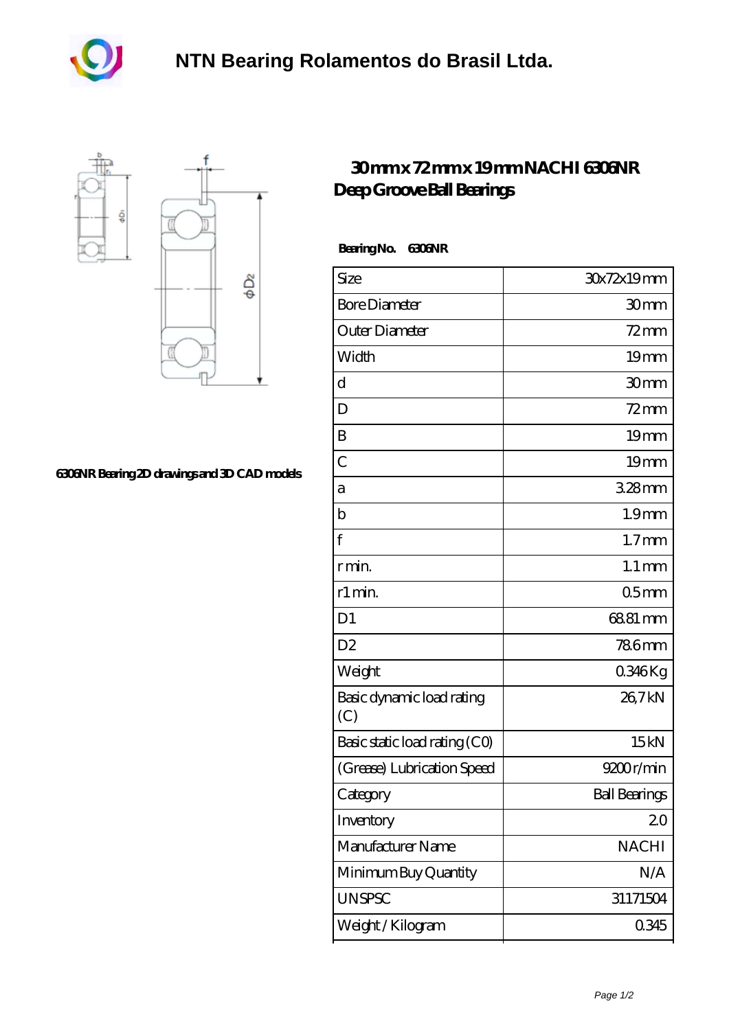# NTN Bearing Rolamentos do Brasil Ltda.

## 30mm x 72mm x 19mm NACHI 6306NR Deep Groove Ball Bearings

6306NR Bearing 2D drawings and 3D CAD models

**Bearing No. 6306NR**

| Size | 30x72x19 mm |
|---|---|
| Bore Diameter | 30 mm |
| Outer Diameter | 72 mm |
| Width | 19 mm |
| d | 30 mm |
| D | 72 mm |
| B | 19 mm |
| C | 19 mm |
| a | 3.28 mm |
| b | 1.9 mm |
| f | 1.7 mm |
| r min. | 1.1 mm |
| r1 min. | 0.5 mm |
| D1 | 68.81 mm |
| D2 | 78.6 mm |
| Weight | 0.346 Kg |
| Basic dynamic load rating (C) | 26,7 kN |
| Basic static load rating (C0) | 15 kN |
| (Grease) Lubrication Speed | 9200 r/min |
| Category | Ball Bearings |
| Inventory | 2.0 |
| Manufacturer Name | NACHI |
| Minimum Buy Quantity | N/A |
| UNSPSC | 31171504 |
| Weight / Kilogram | 0.345 |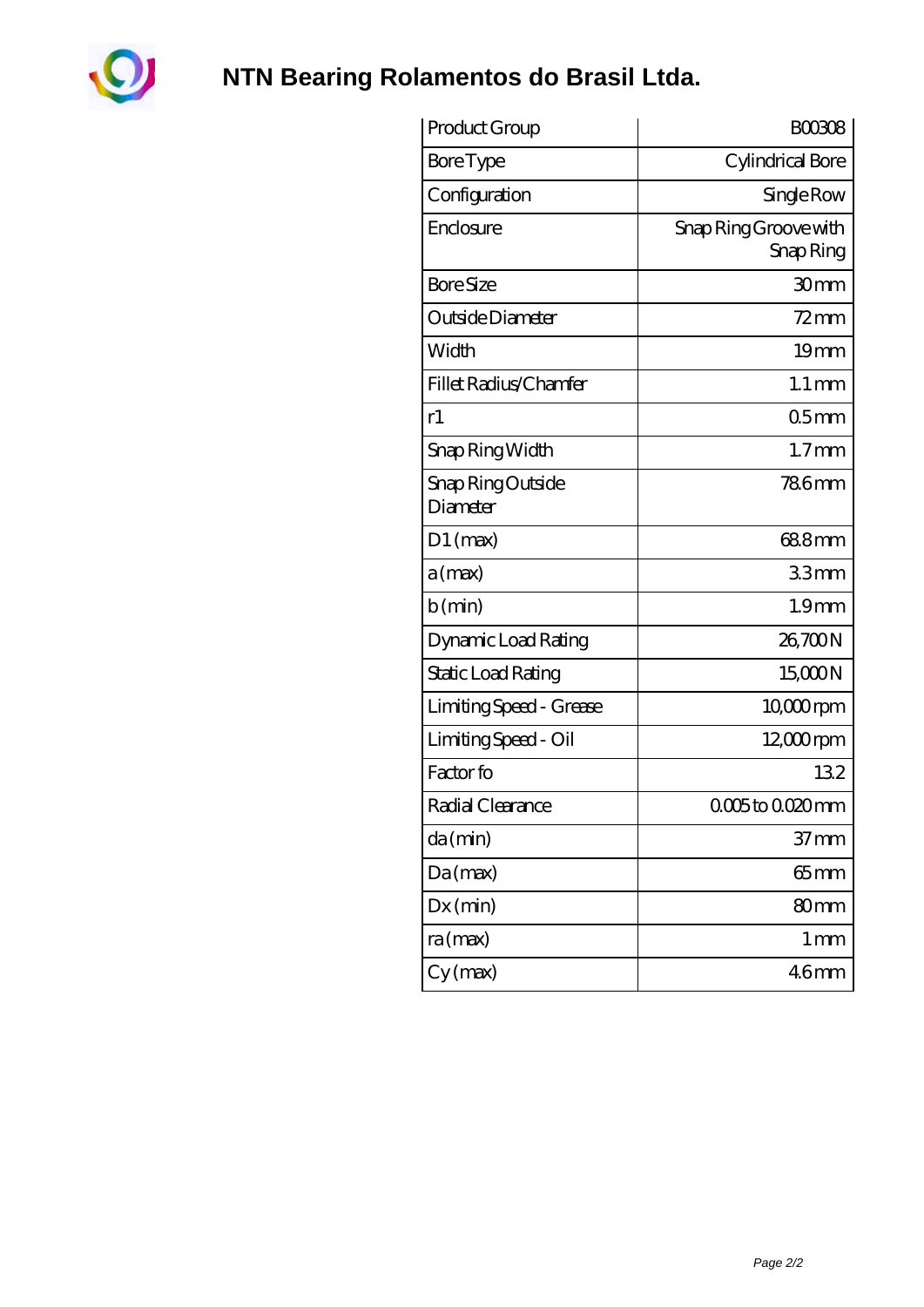# NTN Bearing Rolamentos do Brasil Ltda.

| | |
|---|---|
| Product Group | B00308 |
| Bore Type | Cylindrical Bore |
| Configuration | Single Row |
| Enclosure | Snap Ring Groove with Snap Ring |
| Bore Size | 30 mm |
| Outside Diameter | 72 mm |
| Width | 19 mm |
| Fillet Radius/Chamfer | 1.1 mm |
| r1 | 0.5 mm |
| Snap Ring Width | 1.7 mm |
| Snap Ring Outside Diameter | 78.6 mm |
| D1 (max) | 68.8 mm |
| a (max) | 3.3 mm |
| b (min) | 1.9 mm |
| Dynamic Load Rating | 26,700 N |
| Static Load Rating | 15,000 N |
| Limiting Speed - Grease | 10,000 rpm |
| Limiting Speed - Oil | 12,000 rpm |
| Factor fo | 13.2 |
| Radial Clearance | 0.005 to 0.020 mm |
| da (min) | 37 mm |
| Da (max) | 65 mm |
| Dx (min) | 80 mm |
| ra (max) | 1 mm |
| Cy (max) | 4.6 mm |